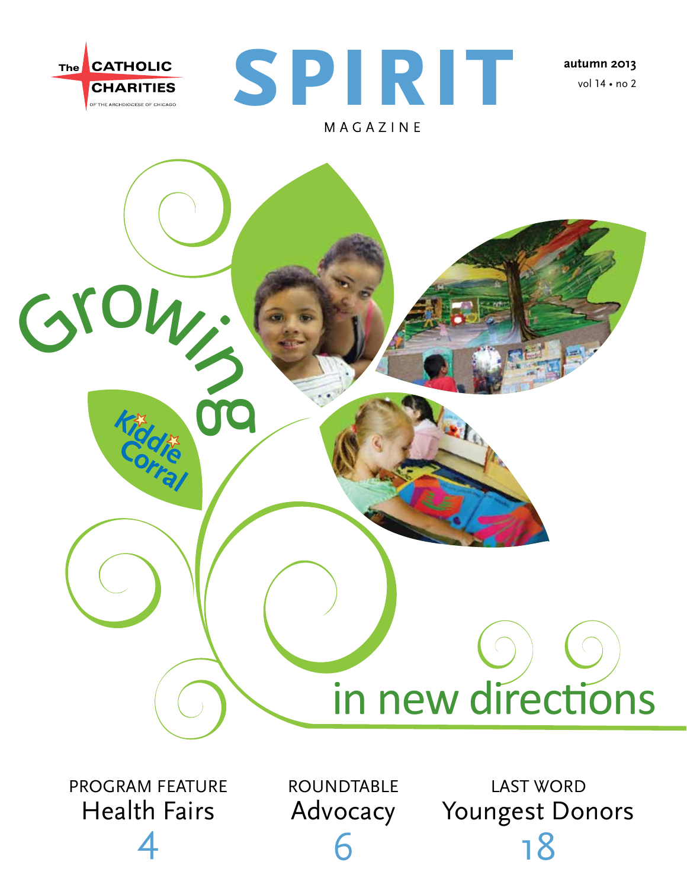The CATHOLIC CHARITIES OF THE ARCHDIOCESE OF CHICAGO

# SPIRIT

MAGAZINE

autumn 2013
vol 14 • no 2

# Growing in new directions

Kiddie Corral

PROGRAM FEATURE
Health Fairs
4

ROUNDTABLE
Advocacy
6

LAST WORD
Youngest Donors
18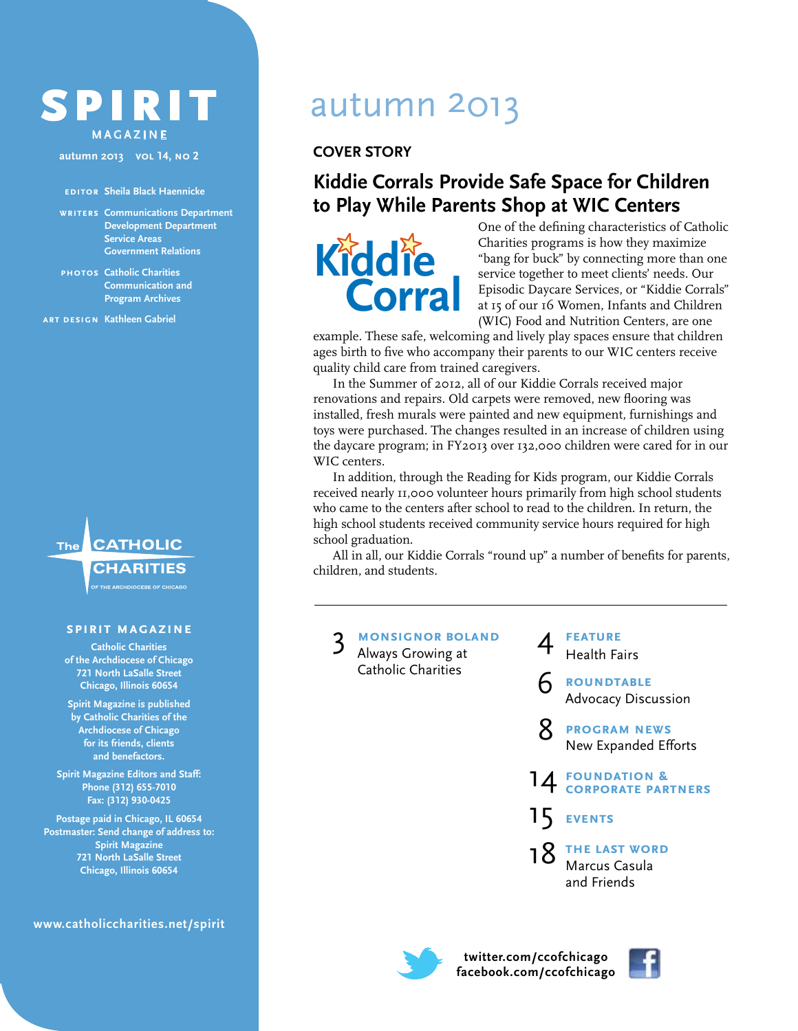# SPIRIT

MAGAZINE

autumn 2013 VOL 14, NO 2

EDITOR Sheila Black Haennicke

WRITERS Communications Department
Development Department
Service Areas
Government Relations

PHOTOS Catholic Charities
Communication and
Program Archives

ART DESIGN Kathleen Gabriel

The CATHOLIC CHARITIES OF THE ARCHDIOCESE OF CHICAGO

**SPIRIT MAGAZINE**

Catholic Charities
of the Archdiocese of Chicago
721 North LaSalle Street
Chicago, Illinois 60654

Spirit Magazine is published
by Catholic Charities of the
Archdiocese of Chicago
for its friends, clients
and benefactors.

Spirit Magazine Editors and Staff:
Phone (312) 655-7010
Fax: (312) 930-0425

Postage paid in Chicago, IL 60654
Postmaster: Send change of address to:
Spirit Magazine
721 North LaSalle Street
Chicago, Illinois 60654

www.catholiccharities.net/spirit

# autumn 2013

**COVER STORY**

## Kiddie Corrals Provide Safe Space for Children to Play While Parents Shop at WIC Centers

Kiddie Corral

One of the defining characteristics of Catholic Charities programs is how they maximize "bang for buck" by connecting more than one service together to meet clients' needs. Our Episodic Daycare Services, or "Kiddie Corrals" at 15 of our 16 Women, Infants and Children (WIC) Food and Nutrition Centers, are one example. These safe, welcoming and lively play spaces ensure that children ages birth to five who accompany their parents to our WIC centers receive quality child care from trained caregivers.

In the Summer of 2012, all of our Kiddie Corrals received major renovations and repairs. Old carpets were removed, new flooring was installed, fresh murals were painted and new equipment, furnishings and toys were purchased. The changes resulted in an increase of children using the daycare program; in FY2013 over 132,000 children were cared for in our WIC centers.

In addition, through the Reading for Kids program, our Kiddie Corrals received nearly 11,000 volunteer hours primarily from high school students who came to the centers after school to read to the children. In return, the high school students received community service hours required for high school graduation.

All in all, our Kiddie Corrals "round up" a number of benefits for parents, children, and students.

---

3 **MONSIGNOR BOLAND** Always Growing at Catholic Charities

4 **FEATURE** Health Fairs

6 **ROUNDTABLE** Advocacy Discussion

8 **PROGRAM NEWS** New Expanded Efforts

14 **FOUNDATION & CORPORATE PARTNERS**

15 **EVENTS**

18 **THE LAST WORD** Marcus Casula and Friends

twitter.com/ccofchicago
facebook.com/ccofchicago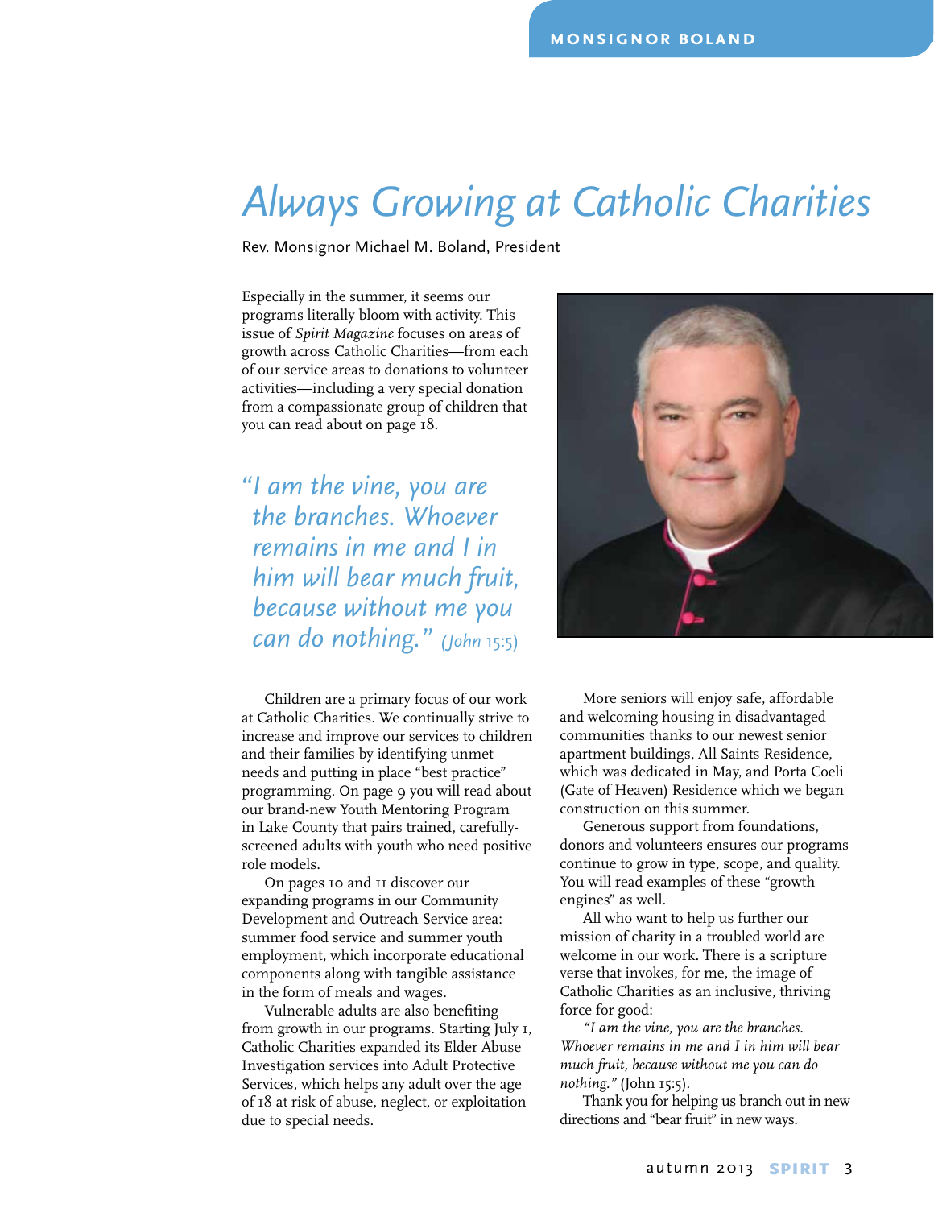# Always Growing at Catholic Charities

Rev. Monsignor Michael M. Boland, President

Especially in the summer, it seems our programs literally bloom with activity. This issue of *Spirit Magazine* focuses on areas of growth across Catholic Charities—from each of our service areas to donations to volunteer activities—including a very special donation from a compassionate group of children that you can read about on page 18.

> *"I am the vine, you are the branches. Whoever remains in me and I in him will bear much fruit, because without me you can do nothing." (John 15:5)*

Children are a primary focus of our work at Catholic Charities. We continually strive to increase and improve our services to children and their families by identifying unmet needs and putting in place "best practice" programming. On page 9 you will read about our brand-new Youth Mentoring Program in Lake County that pairs trained, carefully-screened adults with youth who need positive role models.

On pages 10 and 11 discover our expanding programs in our Community Development and Outreach Service area: summer food service and summer youth employment, which incorporate educational components along with tangible assistance in the form of meals and wages.

Vulnerable adults are also benefiting from growth in our programs. Starting July 1, Catholic Charities expanded its Elder Abuse Investigation services into Adult Protective Services, which helps any adult over the age of 18 at risk of abuse, neglect, or exploitation due to special needs.

More seniors will enjoy safe, affordable and welcoming housing in disadvantaged communities thanks to our newest senior apartment buildings, All Saints Residence, which was dedicated in May, and Porta Coeli (Gate of Heaven) Residence which we began construction on this summer.

Generous support from foundations, donors and volunteers ensures our programs continue to grow in type, scope, and quality. You will read examples of these "growth engines" as well.

All who want to help us further our mission of charity in a troubled world are welcome in our work. There is a scripture verse that invokes, for me, the image of Catholic Charities as an inclusive, thriving force for good:

*"I am the vine, you are the branches. Whoever remains in me and I in him will bear much fruit, because without me you can do nothing."* (John 15:5).

Thank you for helping us branch out in new directions and "bear fruit" in new ways.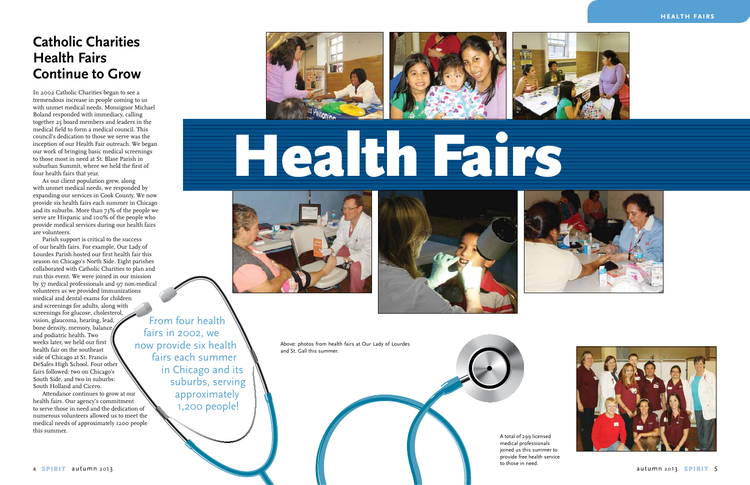# Catholic Charities Health Fairs Continue to Grow

In 2002 Catholic Charities began to see a tremendous increase in people coming to us with unmet medical needs. Monsignor Michael Boland responded with immediacy, calling together 25 board members and leaders in the medical field to form a medical council. This council's dedication to those we serve was the inception of our Health Fair outreach. We began our work of bringing basic medical screenings to those most in need at St. Blase Parish in suburban Summit, where we held the first of four health fairs that year.

As our client population grew, along with unmet medical needs, we responded by expanding our services in Cook County. We now provide six health fairs each summer in Chicago and its suburbs. More than 73% of the people we serve are Hispanic and 100% of the people who provide medical services during our health fairs are volunteers.

Parish support is critical to the success of our health fairs. For example, Our Lady of Lourdes Parish hosted our first health fair this season on Chicago's North Side. Eight parishes collaborated with Catholic Charities to plan and run this event. We were joined in our mission by 57 medical professionals and 97 non-medical volunteers as we provided immunizations medical and dental exams for children and screenings for adults, along with screenings for glucose, cholesterol, vision, glaucoma, hearing, lead, bone density, memory, balance and podiatric health. Two weeks later, we held our first health fair on the southeast side of Chicago at St. Francis DeSales High School. Four other fairs followed; two on Chicago's South Side, and two in suburbs: South Holland and Cicero.

Attendance continues to grow at our health fairs. Our agency's commitment to serve those in need and the dedication of numerous volunteers allowed us to meet the medical needs of approximately 1200 people this summer.

From four health fairs in 2002, we now provide six health fairs each summer in Chicago and its suburbs, serving approximately 1,200 people!

# Health Fairs

Above: photos from health fairs at Our Lady of Lourdes and St. Gall this summer.

A total of 299 licensed medical professionals joined us this summer to provide free health service to those in need.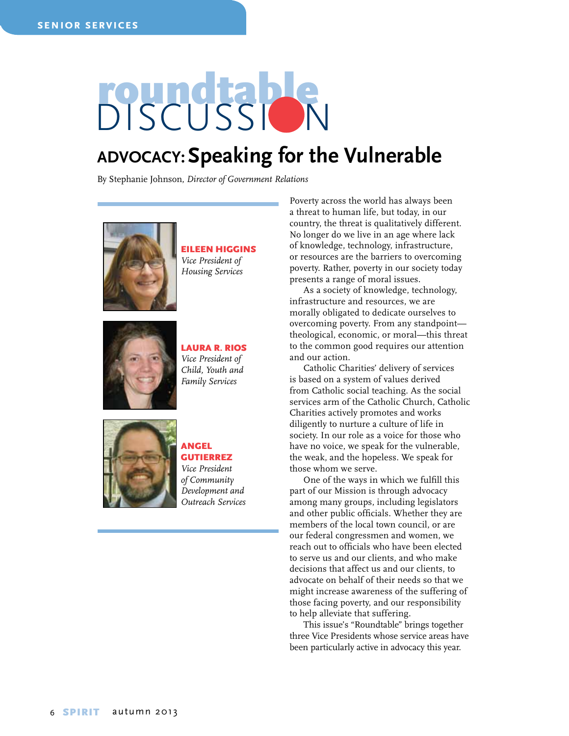# roundtable DISCUSSION

## ADVOCACY: Speaking for the Vulnerable

By Stephanie Johnson, *Director of Government Relations*

**EILEEN HIGGINS**
*Vice President of Housing Services*

**LAURA R. RIOS**
*Vice President of Child, Youth and Family Services*

**ANGEL GUTIERREZ**
*Vice President of Community Development and Outreach Services*

Poverty across the world has always been a threat to human life, but today, in our country, the threat is qualitatively different. No longer do we live in an age where lack of knowledge, technology, infrastructure, or resources are the barriers to overcoming poverty. Rather, poverty in our society today presents a range of moral issues.

As a society of knowledge, technology, infrastructure and resources, we are morally obligated to dedicate ourselves to overcoming poverty. From any standpoint—theological, economic, or moral—this threat to the common good requires our attention and our action.

Catholic Charities' delivery of services is based on a system of values derived from Catholic social teaching. As the social services arm of the Catholic Church, Catholic Charities actively promotes and works diligently to nurture a culture of life in society. In our role as a voice for those who have no voice, we speak for the vulnerable, the weak, and the hopeless. We speak for those whom we serve.

One of the ways in which we fulfill this part of our Mission is through advocacy among many groups, including legislators and other public officials. Whether they are members of the local town council, or are our federal congressmen and women, we reach out to officials who have been elected to serve us and our clients, and who make decisions that affect us and our clients, to advocate on behalf of their needs so that we might increase awareness of the suffering of those facing poverty, and our responsibility to help alleviate that suffering.

This issue's "Roundtable" brings together three Vice Presidents whose service areas have been particularly active in advocacy this year.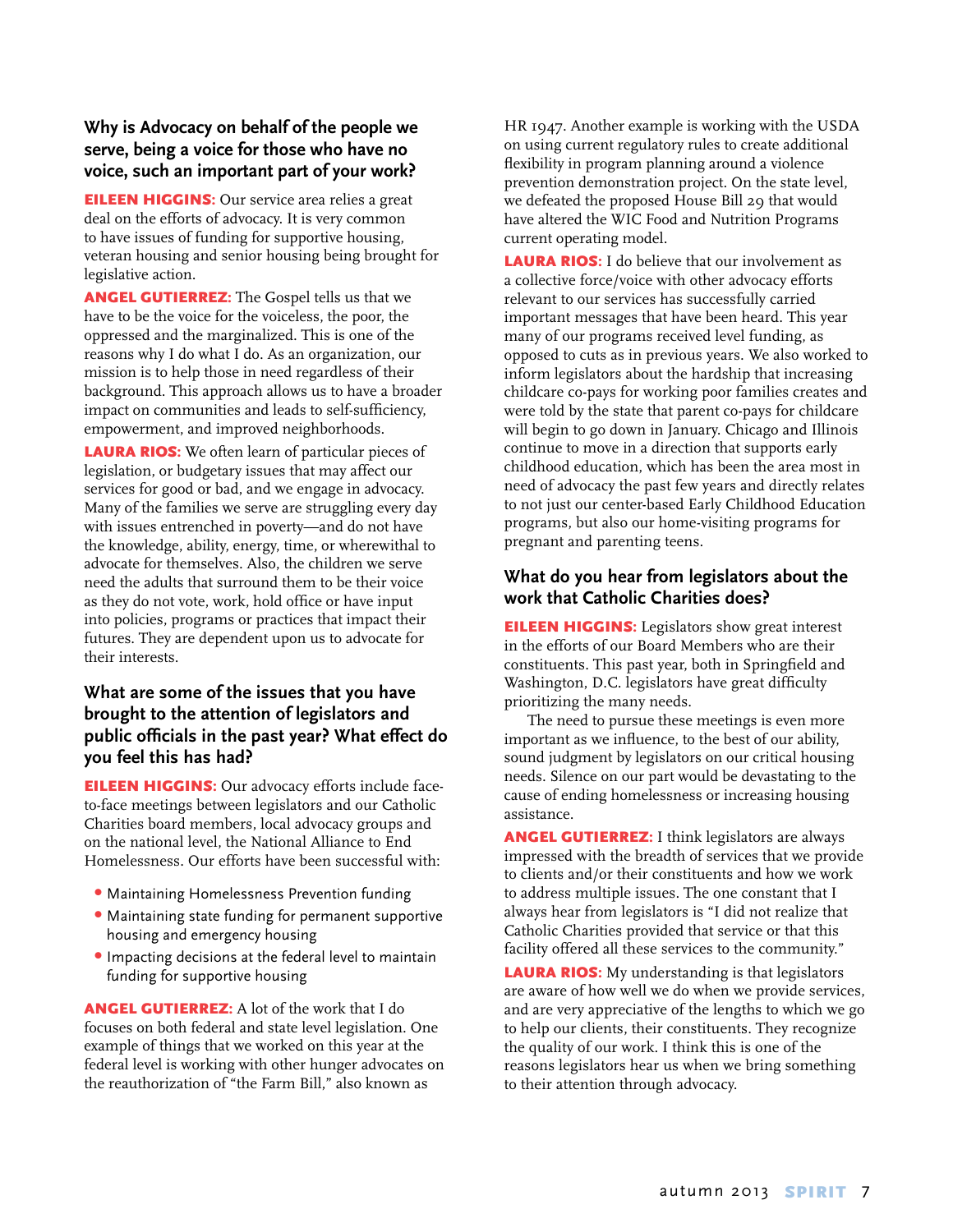### Why is Advocacy on behalf of the people we serve, being a voice for those who have no voice, such an important part of your work?

**EILEEN HIGGINS:** Our service area relies a great deal on the efforts of advocacy. It is very common to have issues of funding for supportive housing, veteran housing and senior housing being brought for legislative action.

**ANGEL GUTIERREZ:** The Gospel tells us that we have to be the voice for the voiceless, the poor, the oppressed and the marginalized. This is one of the reasons why I do what I do. As an organization, our mission is to help those in need regardless of their background. This approach allows us to have a broader impact on communities and leads to self-sufficiency, empowerment, and improved neighborhoods.

**LAURA RIOS:** We often learn of particular pieces of legislation, or budgetary issues that may affect our services for good or bad, and we engage in advocacy. Many of the families we serve are struggling every day with issues entrenched in poverty—and do not have the knowledge, ability, energy, time, or wherewithal to advocate for themselves. Also, the children we serve need the adults that surround them to be their voice as they do not vote, work, hold office or have input into policies, programs or practices that impact their futures. They are dependent upon us to advocate for their interests.

### What are some of the issues that you have brought to the attention of legislators and public officials in the past year? What effect do you feel this has had?

**EILEEN HIGGINS:** Our advocacy efforts include face-to-face meetings between legislators and our Catholic Charities board members, local advocacy groups and on the national level, the National Alliance to End Homelessness. Our efforts have been successful with:

- Maintaining Homelessness Prevention funding
- Maintaining state funding for permanent supportive housing and emergency housing
- Impacting decisions at the federal level to maintain funding for supportive housing

**ANGEL GUTIERREZ:** A lot of the work that I do focuses on both federal and state level legislation. One example of things that we worked on this year at the federal level is working with other hunger advocates on the reauthorization of "the Farm Bill," also known as HR 1947. Another example is working with the USDA on using current regulatory rules to create additional flexibility in program planning around a violence prevention demonstration project. On the state level, we defeated the proposed House Bill 29 that would have altered the WIC Food and Nutrition Programs current operating model.

**LAURA RIOS:** I do believe that our involvement as a collective force/voice with other advocacy efforts relevant to our services has successfully carried important messages that have been heard. This year many of our programs received level funding, as opposed to cuts as in previous years. We also worked to inform legislators about the hardship that increasing childcare co-pays for working poor families creates and were told by the state that parent co-pays for childcare will begin to go down in January. Chicago and Illinois continue to move in a direction that supports early childhood education, which has been the area most in need of advocacy the past few years and directly relates to not just our center-based Early Childhood Education programs, but also our home-visiting programs for pregnant and parenting teens.

### What do you hear from legislators about the work that Catholic Charities does?

**EILEEN HIGGINS:** Legislators show great interest in the efforts of our Board Members who are their constituents. This past year, both in Springfield and Washington, D.C. legislators have great difficulty prioritizing the many needs.

The need to pursue these meetings is even more important as we influence, to the best of our ability, sound judgment by legislators on our critical housing needs. Silence on our part would be devastating to the cause of ending homelessness or increasing housing assistance.

**ANGEL GUTIERREZ:** I think legislators are always impressed with the breadth of services that we provide to clients and/or their constituents and how we work to address multiple issues. The one constant that I always hear from legislators is "I did not realize that Catholic Charities provided that service or that this facility offered all these services to the community."

**LAURA RIOS:** My understanding is that legislators are aware of how well we do when we provide services, and are very appreciative of the lengths to which we go to help our clients, their constituents. They recognize the quality of our work. I think this is one of the reasons legislators hear us when we bring something to their attention through advocacy.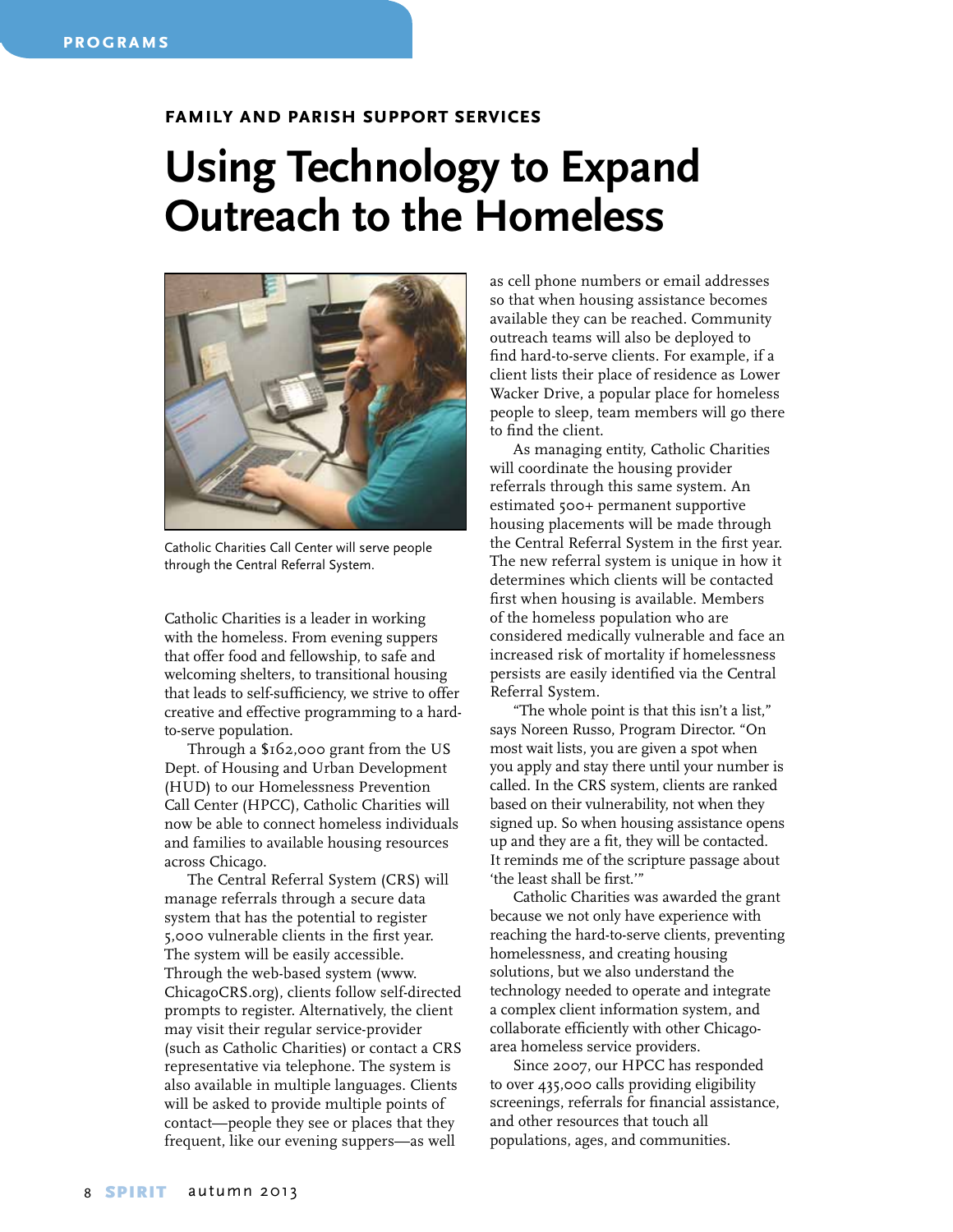**FAMILY AND PARISH SUPPORT SERVICES**

# Using Technology to Expand Outreach to the Homeless

Catholic Charities Call Center will serve people through the Central Referral System.

Catholic Charities is a leader in working with the homeless. From evening suppers that offer food and fellowship, to safe and welcoming shelters, to transitional housing that leads to self-sufficiency, we strive to offer creative and effective programming to a hard-to-serve population.

Through a $162,000 grant from the US Dept. of Housing and Urban Development (HUD) to our Homelessness Prevention Call Center (HPCC), Catholic Charities will now be able to connect homeless individuals and families to available housing resources across Chicago.

The Central Referral System (CRS) will manage referrals through a secure data system that has the potential to register 5,000 vulnerable clients in the first year. The system will be easily accessible. Through the web-based system (www.ChicagoCRS.org), clients follow self-directed prompts to register. Alternatively, the client may visit their regular service-provider (such as Catholic Charities) or contact a CRS representative via telephone. The system is also available in multiple languages. Clients will be asked to provide multiple points of contact—people they see or places that they frequent, like our evening suppers—as well as cell phone numbers or email addresses so that when housing assistance becomes available they can be reached. Community outreach teams will also be deployed to find hard-to-serve clients. For example, if a client lists their place of residence as Lower Wacker Drive, a popular place for homeless people to sleep, team members will go there to find the client.

As managing entity, Catholic Charities will coordinate the housing provider referrals through this same system. An estimated 500+ permanent supportive housing placements will be made through the Central Referral System in the first year. The new referral system is unique in how it determines which clients will be contacted first when housing is available. Members of the homeless population who are considered medically vulnerable and face an increased risk of mortality if homelessness persists are easily identified via the Central Referral System.

"The whole point is that this isn't a list," says Noreen Russo, Program Director. "On most wait lists, you are given a spot when you apply and stay there until your number is called. In the CRS system, clients are ranked based on their vulnerability, not when they signed up. So when housing assistance opens up and they are a fit, they will be contacted. It reminds me of the scripture passage about 'the least shall be first.'"

Catholic Charities was awarded the grant because we not only have experience with reaching the hard-to-serve clients, preventing homelessness, and creating housing solutions, but we also understand the technology needed to operate and integrate a complex client information system, and collaborate efficiently with other Chicago-area homeless service providers.

Since 2007, our HPCC has responded to over 435,000 calls providing eligibility screenings, referrals for financial assistance, and other resources that touch all populations, ages, and communities.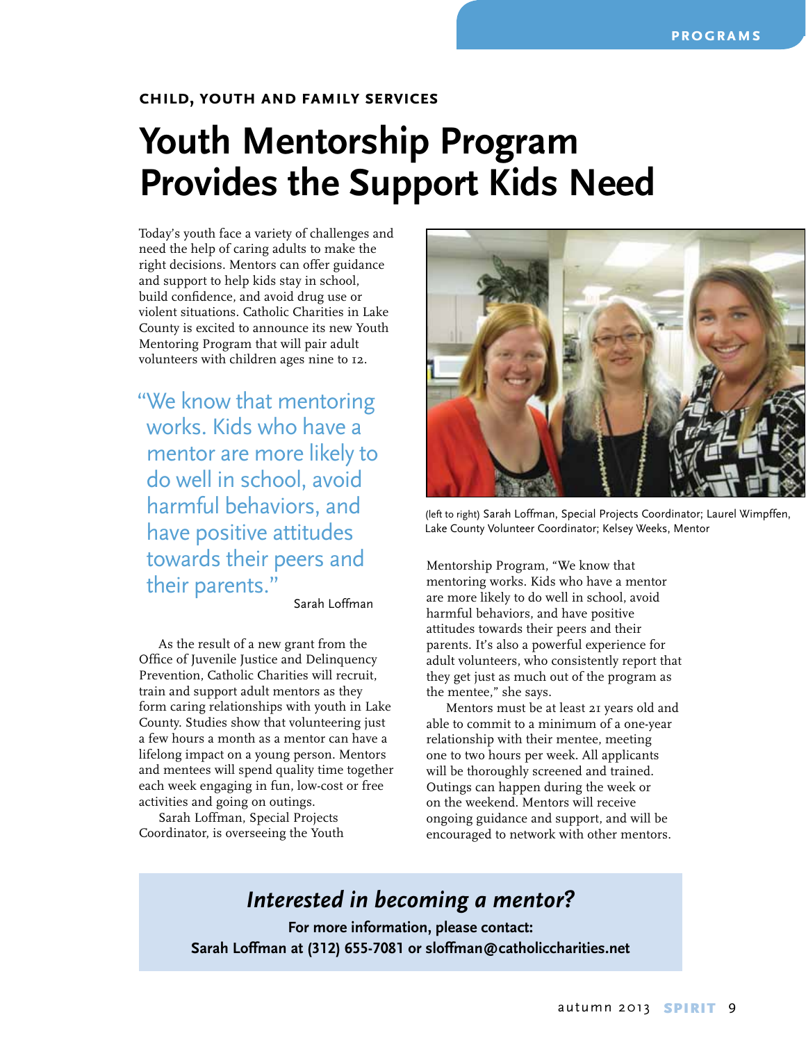CHILD, YOUTH AND FAMILY SERVICES

# Youth Mentorship Program Provides the Support Kids Need

Today's youth face a variety of challenges and need the help of caring adults to make the right decisions. Mentors can offer guidance and support to help kids stay in school, build confidence, and avoid drug use or violent situations. Catholic Charities in Lake County is excited to announce its new Youth Mentoring Program that will pair adult volunteers with children ages nine to 12.

> "We know that mentoring works. Kids who have a mentor are more likely to do well in school, avoid harmful behaviors, and have positive attitudes towards their peers and their parents."
>
> Sarah Loffman

As the result of a new grant from the Office of Juvenile Justice and Delinquency Prevention, Catholic Charities will recruit, train and support adult mentors as they form caring relationships with youth in Lake County. Studies show that volunteering just a few hours a month as a mentor can have a lifelong impact on a young person. Mentors and mentees will spend quality time together each week engaging in fun, low-cost or free activities and going on outings.

Sarah Loffman, Special Projects Coordinator, is overseeing the Youth Mentorship Program, "We know that mentoring works. Kids who have a mentor are more likely to do well in school, avoid harmful behaviors, and have positive attitudes towards their peers and their parents. It's also a powerful experience for adult volunteers, who consistently report that they get just as much out of the program as the mentee," she says.

Mentors must be at least 21 years old and able to commit to a minimum of a one-year relationship with their mentee, meeting one to two hours per week. All applicants will be thoroughly screened and trained. Outings can happen during the week or on the weekend. Mentors will receive ongoing guidance and support, and will be encouraged to network with other mentors.

(left to right) Sarah Loffman, Special Projects Coordinator; Laurel Wimpffen, Lake County Volunteer Coordinator; Kelsey Weeks, Mentor

## *Interested in becoming a mentor?*

**For more information, please contact:**
**Sarah Loffman at (312) 655-7081 or sloffman@catholiccharities.net**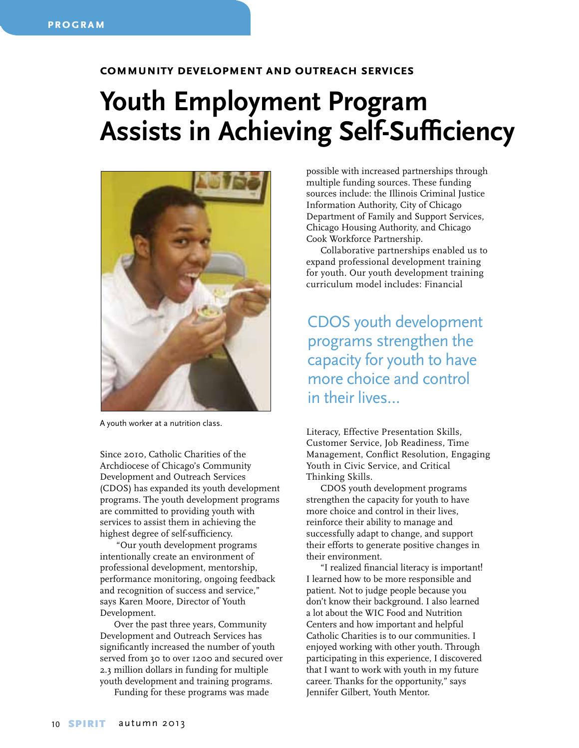PROGRAM

**COMMUNITY DEVELOPMENT AND OUTREACH SERVICES**

# Youth Employment Program Assists in Achieving Self-Sufficiency

A youth worker at a nutrition class.

Since 2010, Catholic Charities of the Archdiocese of Chicago's Community Development and Outreach Services (CDOS) has expanded its youth development programs. The youth development programs are committed to providing youth with services to assist them in achieving the highest degree of self-sufficiency.

"Our youth development programs intentionally create an environment of professional development, mentorship, performance monitoring, ongoing feedback and recognition of success and service," says Karen Moore, Director of Youth Development.

Over the past three years, Community Development and Outreach Services has significantly increased the number of youth served from 30 to over 1200 and secured over 2.3 million dollars in funding for multiple youth development and training programs.

Funding for these programs was made possible with increased partnerships through multiple funding sources. These funding sources include: the Illinois Criminal Justice Information Authority, City of Chicago Department of Family and Support Services, Chicago Housing Authority, and Chicago Cook Workforce Partnership.

Collaborative partnerships enabled us to expand professional development training for youth. Our youth development training curriculum model includes: Financial Literacy, Effective Presentation Skills, Customer Service, Job Readiness, Time Management, Conflict Resolution, Engaging Youth in Civic Service, and Critical Thinking Skills.

> CDOS youth development programs strengthen the capacity for youth to have more choice and control in their lives...

CDOS youth development programs strengthen the capacity for youth to have more choice and control in their lives, reinforce their ability to manage and successfully adapt to change, and support their efforts to generate positive changes in their environment.

"I realized financial literacy is important! I learned how to be more responsible and patient. Not to judge people because you don't know their background. I also learned a lot about the WIC Food and Nutrition Centers and how important and helpful Catholic Charities is to our communities. I enjoyed working with other youth. Through participating in this experience, I discovered that I want to work with youth in my future career. Thanks for the opportunity," says Jennifer Gilbert, Youth Mentor.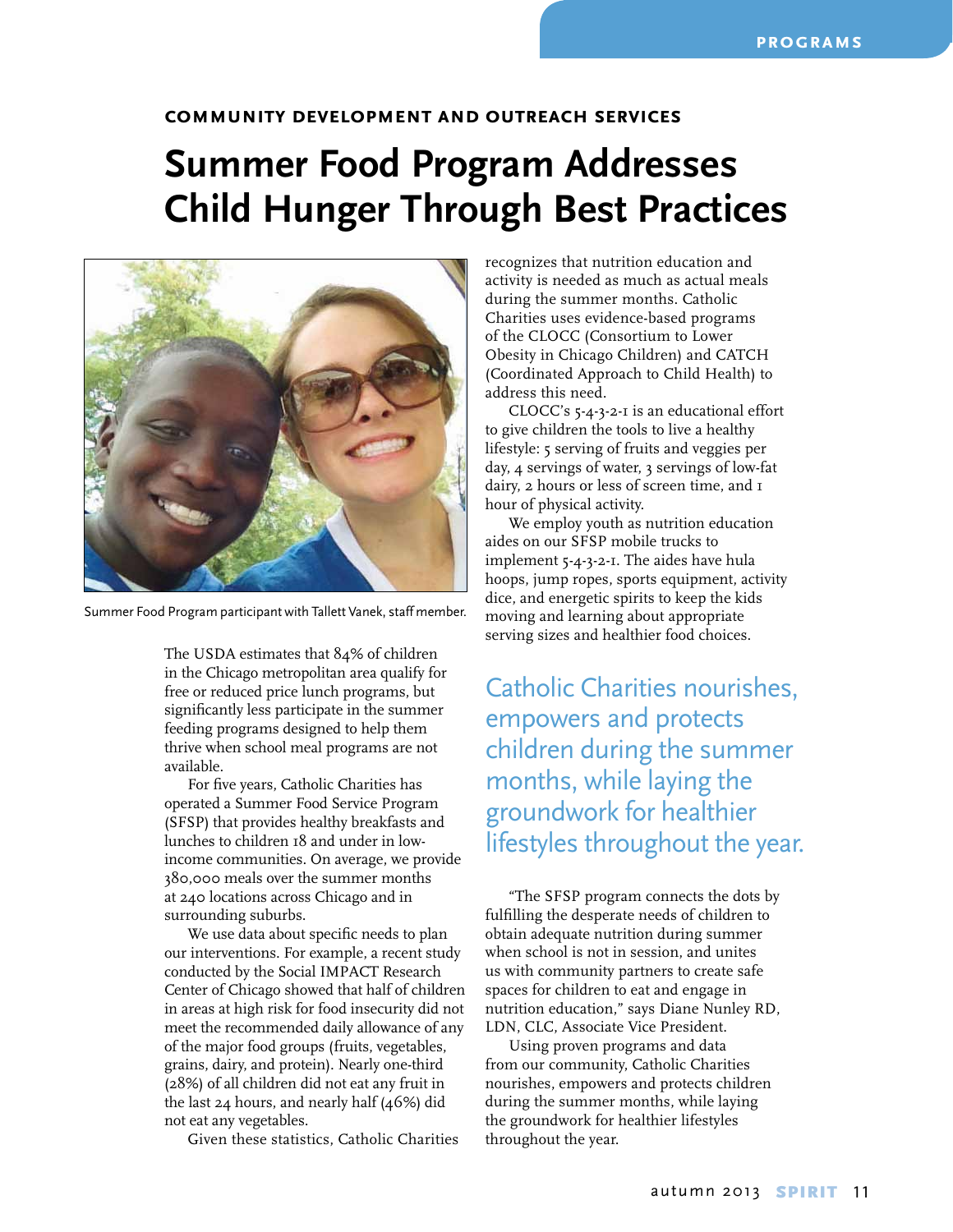COMMUNITY DEVELOPMENT AND OUTREACH SERVICES

# Summer Food Program Addresses Child Hunger Through Best Practices

Summer Food Program participant with Tallett Vanek, staff member.

The USDA estimates that 84% of children in the Chicago metropolitan area qualify for free or reduced price lunch programs, but significantly less participate in the summer feeding programs designed to help them thrive when school meal programs are not available.

For five years, Catholic Charities has operated a Summer Food Service Program (SFSP) that provides healthy breakfasts and lunches to children 18 and under in low-income communities. On average, we provide 380,000 meals over the summer months at 240 locations across Chicago and in surrounding suburbs.

We use data about specific needs to plan our interventions. For example, a recent study conducted by the Social IMPACT Research Center of Chicago showed that half of children in areas at high risk for food insecurity did not meet the recommended daily allowance of any of the major food groups (fruits, vegetables, grains, dairy, and protein). Nearly one-third (28%) of all children did not eat any fruit in the last 24 hours, and nearly half (46%) did not eat any vegetables.

Given these statistics, Catholic Charities recognizes that nutrition education and activity is needed as much as actual meals during the summer months. Catholic Charities uses evidence-based programs of the CLOCC (Consortium to Lower Obesity in Chicago Children) and CATCH (Coordinated Approach to Child Health) to address this need.

CLOCC's 5-4-3-2-1 is an educational effort to give children the tools to live a healthy lifestyle: 5 serving of fruits and veggies per day, 4 servings of water, 3 servings of low-fat dairy, 2 hours or less of screen time, and 1 hour of physical activity.

We employ youth as nutrition education aides on our SFSP mobile trucks to implement 5-4-3-2-1. The aides have hula hoops, jump ropes, sports equipment, activity dice, and energetic spirits to keep the kids moving and learning about appropriate serving sizes and healthier food choices.

> Catholic Charities nourishes, empowers and protects children during the summer months, while laying the groundwork for healthier lifestyles throughout the year.

"The SFSP program connects the dots by fulfilling the desperate needs of children to obtain adequate nutrition during summer when school is not in session, and unites us with community partners to create safe spaces for children to eat and engage in nutrition education," says Diane Nunley RD, LDN, CLC, Associate Vice President.

Using proven programs and data from our community, Catholic Charities nourishes, empowers and protects children during the summer months, while laying the groundwork for healthier lifestyles throughout the year.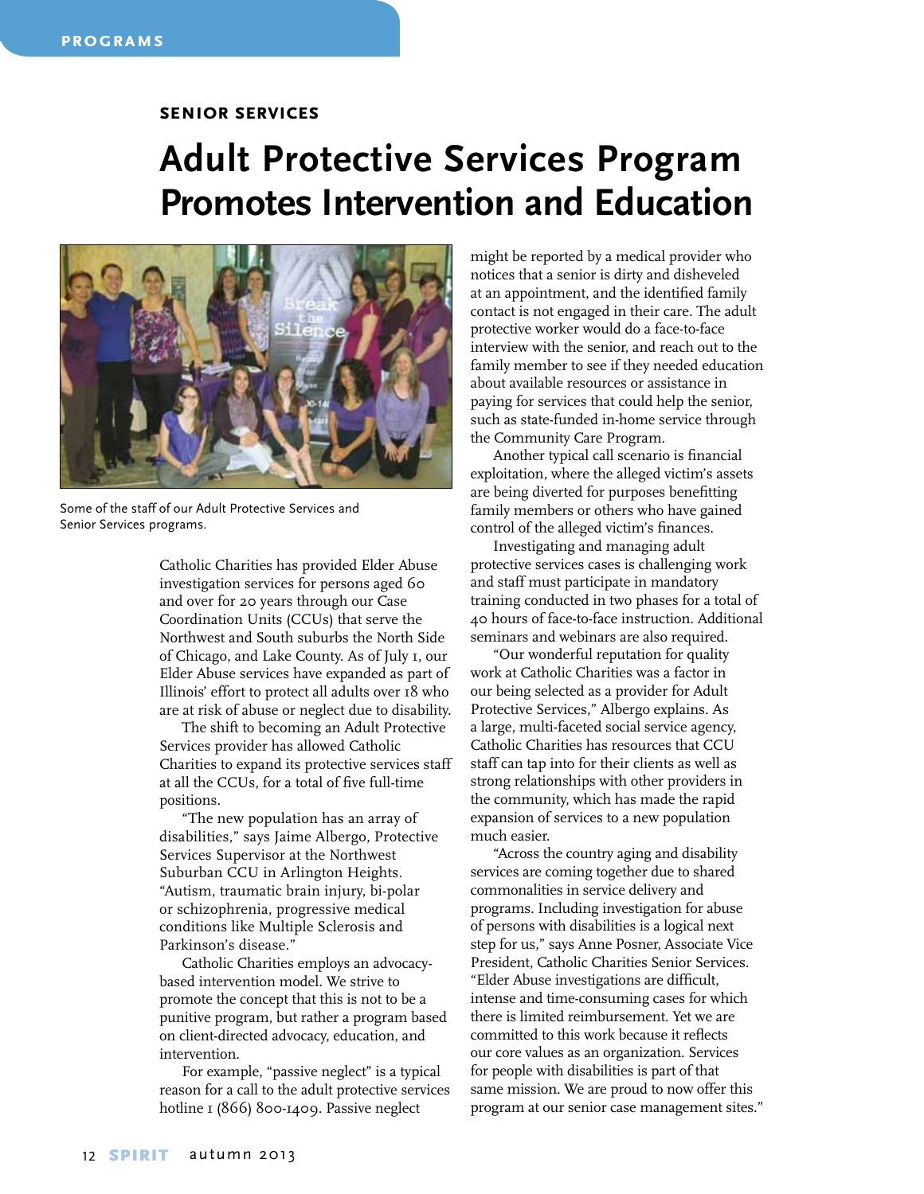**PROGRAMS**

### SENIOR SERVICES

# Adult Protective Services Program Promotes Intervention and Education

Some of the staff of our Adult Protective Services and Senior Services programs.

Catholic Charities has provided Elder Abuse investigation services for persons aged 60 and over for 20 years through our Case Coordination Units (CCUs) that serve the Northwest and South suburbs the North Side of Chicago, and Lake County. As of July 1, our Elder Abuse services have expanded as part of Illinois' effort to protect all adults over 18 who are at risk of abuse or neglect due to disability.

The shift to becoming an Adult Protective Services provider has allowed Catholic Charities to expand its protective services staff at all the CCUs, for a total of five full-time positions.

"The new population has an array of disabilities," says Jaime Albergo, Protective Services Supervisor at the Northwest Suburban CCU in Arlington Heights. "Autism, traumatic brain injury, bi-polar or schizophrenia, progressive medical conditions like Multiple Sclerosis and Parkinson's disease."

Catholic Charities employs an advocacy-based intervention model. We strive to promote the concept that this is not to be a punitive program, but rather a program based on client-directed advocacy, education, and intervention.

For example, "passive neglect" is a typical reason for a call to the adult protective services hotline 1 (866) 800-1409. Passive neglect might be reported by a medical provider who notices that a senior is dirty and disheveled at an appointment, and the identified family contact is not engaged in their care. The adult protective worker would do a face-to-face interview with the senior, and reach out to the family member to see if they needed education about available resources or assistance in paying for services that could help the senior, such as state-funded in-home service through the Community Care Program.

Another typical call scenario is financial exploitation, where the alleged victim's assets are being diverted for purposes benefitting family members or others who have gained control of the alleged victim's finances.

Investigating and managing adult protective services cases is challenging work and staff must participate in mandatory training conducted in two phases for a total of 40 hours of face-to-face instruction. Additional seminars and webinars are also required.

"Our wonderful reputation for quality work at Catholic Charities was a factor in our being selected as a provider for Adult Protective Services," Albergo explains. As a large, multi-faceted social service agency, Catholic Charities has resources that CCU staff can tap into for their clients as well as strong relationships with other providers in the community, which has made the rapid expansion of services to a new population much easier.

"Across the country aging and disability services are coming together due to shared commonalities in service delivery and programs. Including investigation for abuse of persons with disabilities is a logical next step for us," says Anne Posner, Associate Vice President, Catholic Charities Senior Services. "Elder Abuse investigations are difficult, intense and time-consuming cases for which there is limited reimbursement. Yet we are committed to this work because it reflects our core values as an organization. Services for people with disabilities is part of that same mission. We are proud to now offer this program at our senior case management sites."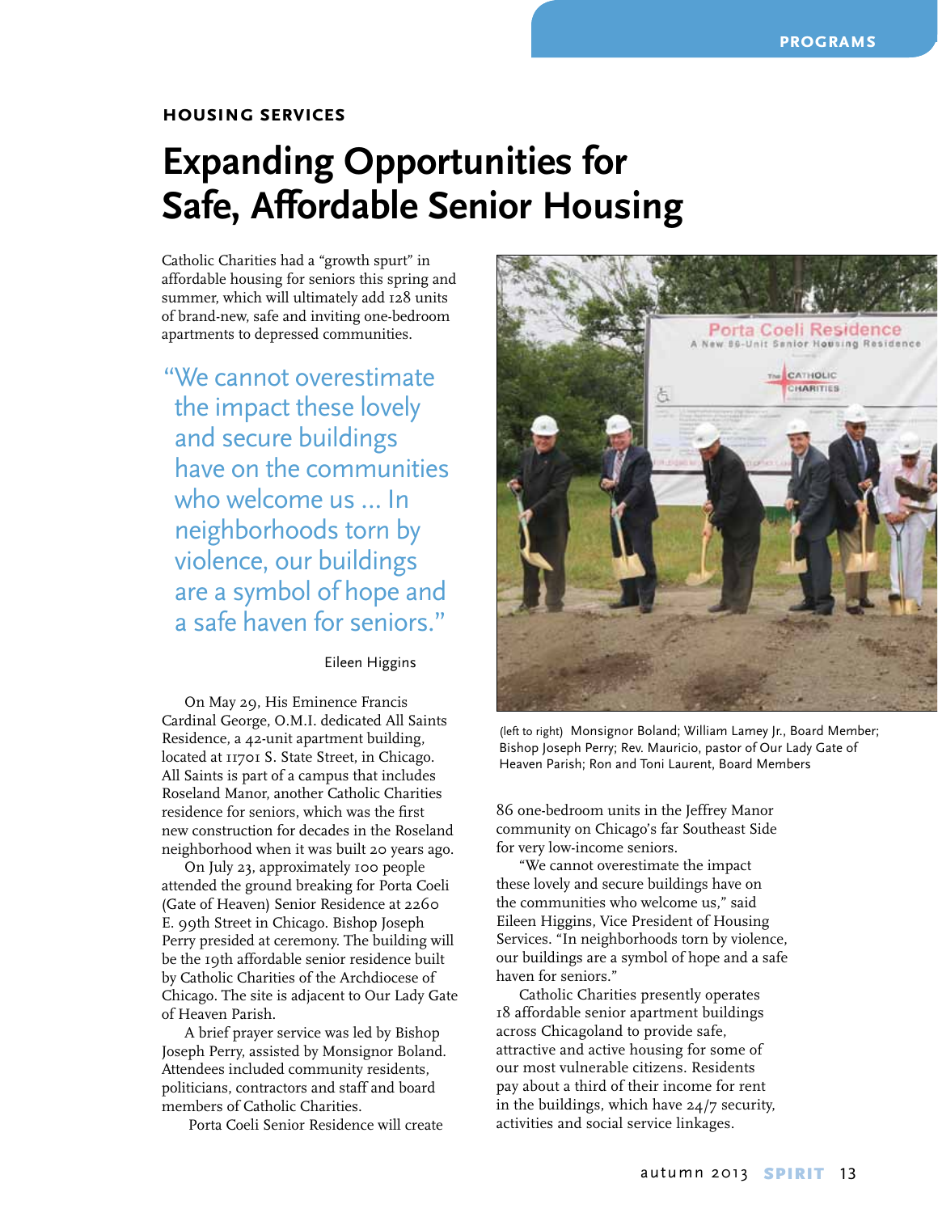## HOUSING SERVICES

# Expanding Opportunities for Safe, Affordable Senior Housing

Catholic Charities had a "growth spurt" in affordable housing for seniors this spring and summer, which will ultimately add 128 units of brand-new, safe and inviting one-bedroom apartments to depressed communities.

> "We cannot overestimate the impact these lovely and secure buildings have on the communities who welcome us ... In neighborhoods torn by violence, our buildings are a symbol of hope and a safe haven for seniors."
>
> Eileen Higgins

On May 29, His Eminence Francis Cardinal George, O.M.I. dedicated All Saints Residence, a 42-unit apartment building, located at 11701 S. State Street, in Chicago. All Saints is part of a campus that includes Roseland Manor, another Catholic Charities residence for seniors, which was the first new construction for decades in the Roseland neighborhood when it was built 20 years ago.

On July 23, approximately 100 people attended the ground breaking for Porta Coeli (Gate of Heaven) Senior Residence at 2260 E. 99th Street in Chicago. Bishop Joseph Perry presided at ceremony. The building will be the 19th affordable senior residence built by Catholic Charities of the Archdiocese of Chicago. The site is adjacent to Our Lady Gate of Heaven Parish.

A brief prayer service was led by Bishop Joseph Perry, assisted by Monsignor Boland. Attendees included community residents, politicians, contractors and staff and board members of Catholic Charities.

Porta Coeli Senior Residence will create 86 one-bedroom units in the Jeffrey Manor community on Chicago's far Southeast Side for very low-income seniors.

(left to right) Monsignor Boland; William Lamey Jr., Board Member; Bishop Joseph Perry; Rev. Mauricio, pastor of Our Lady Gate of Heaven Parish; Ron and Toni Laurent, Board Members

"We cannot overestimate the impact these lovely and secure buildings have on the communities who welcome us," said Eileen Higgins, Vice President of Housing Services. "In neighborhoods torn by violence, our buildings are a symbol of hope and a safe haven for seniors."

Catholic Charities presently operates 18 affordable senior apartment buildings across Chicagoland to provide safe, attractive and active housing for some of our most vulnerable citizens. Residents pay about a third of their income for rent in the buildings, which have 24/7 security, activities and social service linkages.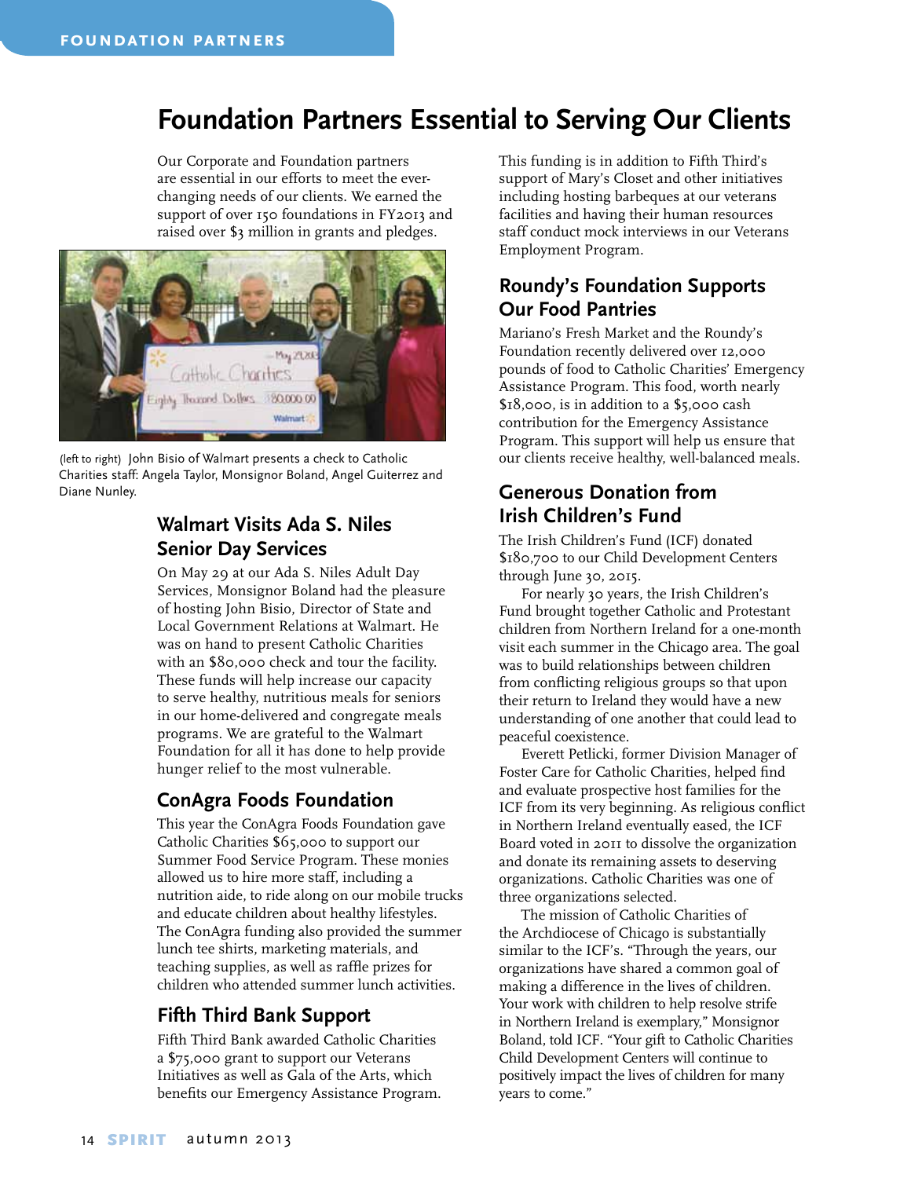# Foundation Partners Essential to Serving Our Clients

Our Corporate and Foundation partners are essential in our efforts to meet the ever-changing needs of our clients. We earned the support of over 150 foundations in FY2013 and raised over $3 million in grants and pledges.

(left to right) John Bisio of Walmart presents a check to Catholic Charities staff: Angela Taylor, Monsignor Boland, Angel Guiterrez and Diane Nunley.

## Walmart Visits Ada S. Niles Senior Day Services

On May 29 at our Ada S. Niles Adult Day Services, Monsignor Boland had the pleasure of hosting John Bisio, Director of State and Local Government Relations at Walmart. He was on hand to present Catholic Charities with an $80,000 check and tour the facility. These funds will help increase our capacity to serve healthy, nutritious meals for seniors in our home-delivered and congregate meals programs. We are grateful to the Walmart Foundation for all it has done to help provide hunger relief to the most vulnerable.

## ConAgra Foods Foundation

This year the ConAgra Foods Foundation gave Catholic Charities $65,000 to support our Summer Food Service Program. These monies allowed us to hire more staff, including a nutrition aide, to ride along on our mobile trucks and educate children about healthy lifestyles. The ConAgra funding also provided the summer lunch tee shirts, marketing materials, and teaching supplies, as well as raffle prizes for children who attended summer lunch activities.

## Fifth Third Bank Support

Fifth Third Bank awarded Catholic Charities a $75,000 grant to support our Veterans Initiatives as well as Gala of the Arts, which benefits our Emergency Assistance Program. This funding is in addition to Fifth Third's support of Mary's Closet and other initiatives including hosting barbeques at our veterans facilities and having their human resources staff conduct mock interviews in our Veterans Employment Program.

## Roundy's Foundation Supports Our Food Pantries

Mariano's Fresh Market and the Roundy's Foundation recently delivered over 12,000 pounds of food to Catholic Charities' Emergency Assistance Program. This food, worth nearly $18,000, is in addition to a $5,000 cash contribution for the Emergency Assistance Program. This support will help us ensure that our clients receive healthy, well-balanced meals.

## Generous Donation from Irish Children's Fund

The Irish Children's Fund (ICF) donated $180,700 to our Child Development Centers through June 30, 2015.

For nearly 30 years, the Irish Children's Fund brought together Catholic and Protestant children from Northern Ireland for a one-month visit each summer in the Chicago area. The goal was to build relationships between children from conflicting religious groups so that upon their return to Ireland they would have a new understanding of one another that could lead to peaceful coexistence.

Everett Petlicki, former Division Manager of Foster Care for Catholic Charities, helped find and evaluate prospective host families for the ICF from its very beginning. As religious conflict in Northern Ireland eventually eased, the ICF Board voted in 2011 to dissolve the organization and donate its remaining assets to deserving organizations. Catholic Charities was one of three organizations selected.

The mission of Catholic Charities of the Archdiocese of Chicago is substantially similar to the ICF's. "Through the years, our organizations have shared a common goal of making a difference in the lives of children. Your work with children to help resolve strife in Northern Ireland is exemplary," Monsignor Boland, told ICF. "Your gift to Catholic Charities Child Development Centers will continue to positively impact the lives of children for many years to come."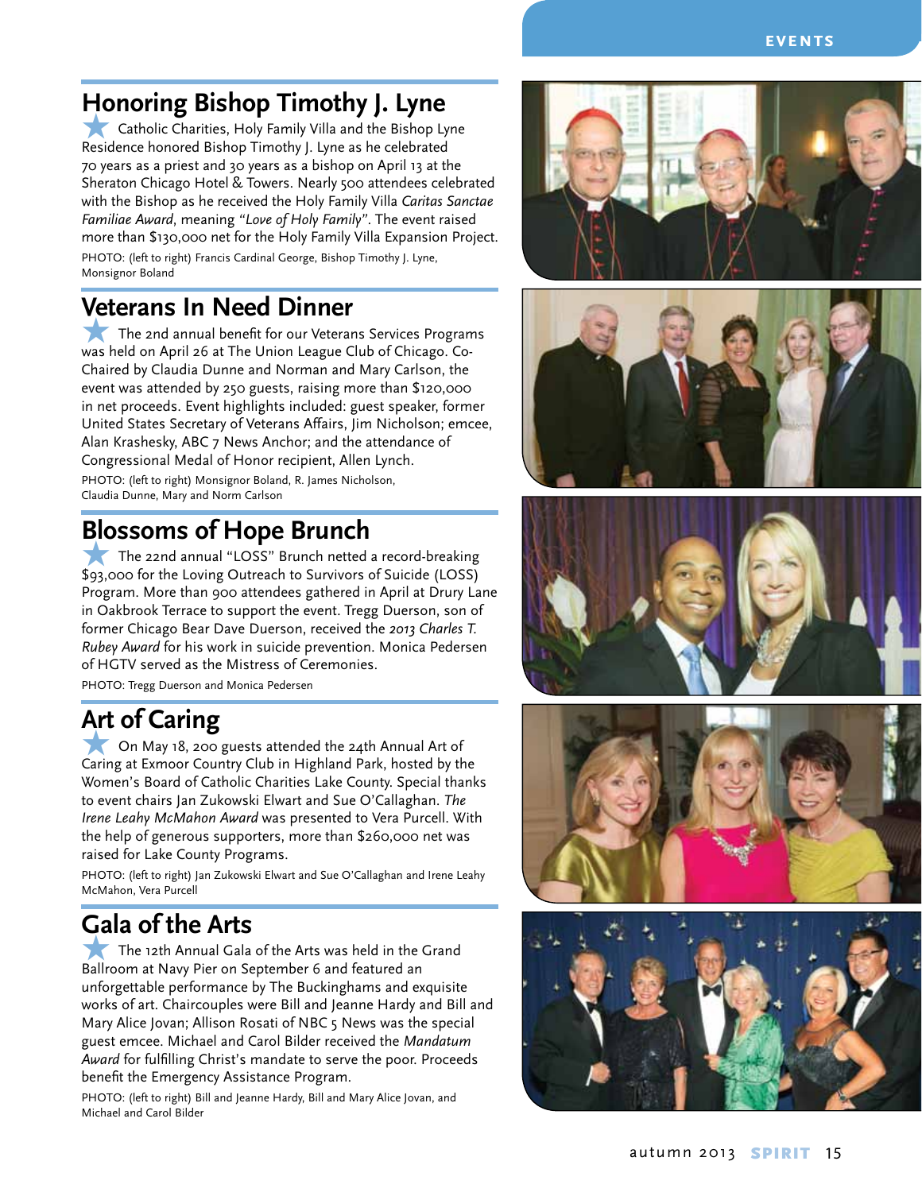## Honoring Bishop Timothy J. Lyne

Catholic Charities, Holy Family Villa and the Bishop Lyne Residence honored Bishop Timothy J. Lyne as he celebrated 70 years as a priest and 30 years as a bishop on April 13 at the Sheraton Chicago Hotel & Towers. Nearly 500 attendees celebrated with the Bishop as he received the Holy Family Villa *Caritas Sanctae Familiae Award*, meaning *"Love of Holy Family"*. The event raised more than $130,000 net for the Holy Family Villa Expansion Project.

PHOTO: (left to right) Francis Cardinal George, Bishop Timothy J. Lyne, Monsignor Boland

## Veterans In Need Dinner

The 2nd annual benefit for our Veterans Services Programs was held on April 26 at The Union League Club of Chicago. Co-Chaired by Claudia Dunne and Norman and Mary Carlson, the event was attended by 250 guests, raising more than $120,000 in net proceeds. Event highlights included: guest speaker, former United States Secretary of Veterans Affairs, Jim Nicholson; emcee, Alan Krashesky, ABC 7 News Anchor; and the attendance of Congressional Medal of Honor recipient, Allen Lynch.

PHOTO: (left to right) Monsignor Boland, R. James Nicholson, Claudia Dunne, Mary and Norm Carlson

## Blossoms of Hope Brunch

The 22nd annual "LOSS" Brunch netted a record-breaking $93,000 for the Loving Outreach to Survivors of Suicide (LOSS) Program. More than 900 attendees gathered in April at Drury Lane in Oakbrook Terrace to support the event. Tregg Duerson, son of former Chicago Bear Dave Duerson, received the *2013 Charles T. Rubey Award* for his work in suicide prevention. Monica Pedersen of HGTV served as the Mistress of Ceremonies.

PHOTO: Tregg Duerson and Monica Pedersen

## Art of Caring

On May 18, 200 guests attended the 24th Annual Art of Caring at Exmoor Country Club in Highland Park, hosted by the Women's Board of Catholic Charities Lake County. Special thanks to event chairs Jan Zukowski Elwart and Sue O'Callaghan. *The Irene Leahy McMahon Award* was presented to Vera Purcell. With the help of generous supporters, more than $260,000 net was raised for Lake County Programs.

PHOTO: (left to right) Jan Zukowski Elwart and Sue O'Callaghan and Irene Leahy McMahon, Vera Purcell

## Gala of the Arts

The 12th Annual Gala of the Arts was held in the Grand Ballroom at Navy Pier on September 6 and featured an unforgettable performance by The Buckinghams and exquisite works of art. Chaircouples were Bill and Jeanne Hardy and Bill and Mary Alice Jovan; Allison Rosati of NBC 5 News was the special guest emcee. Michael and Carol Bilder received the *Mandatum Award* for fulfilling Christ's mandate to serve the poor. Proceeds benefit the Emergency Assistance Program.

PHOTO: (left to right) Bill and Jeanne Hardy, Bill and Mary Alice Jovan, and Michael and Carol Bilder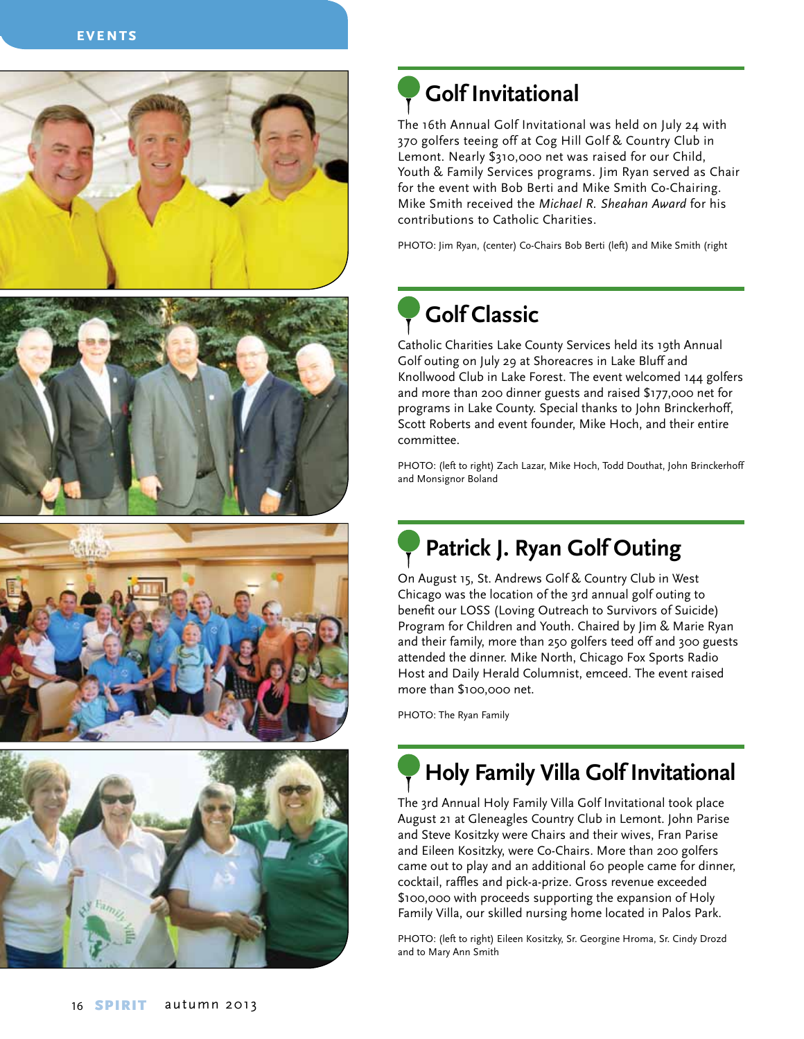## Golf Invitational

The 16th Annual Golf Invitational was held on July 24 with 370 golfers teeing off at Cog Hill Golf & Country Club in Lemont. Nearly $310,000 net was raised for our Child, Youth & Family Services programs. Jim Ryan served as Chair for the event with Bob Berti and Mike Smith Co-Chairing. Mike Smith received the *Michael R. Sheahan Award* for his contributions to Catholic Charities.

PHOTO: Jim Ryan, (center) Co-Chairs Bob Berti (left) and Mike Smith (right

## Golf Classic

Catholic Charities Lake County Services held its 19th Annual Golf outing on July 29 at Shoreacres in Lake Bluff and Knollwood Club in Lake Forest. The event welcomed 144 golfers and more than 200 dinner guests and raised $177,000 net for programs in Lake County. Special thanks to John Brinckerhoff, Scott Roberts and event founder, Mike Hoch, and their entire committee.

PHOTO: (left to right) Zach Lazar, Mike Hoch, Todd Douthat, John Brinckerhoff and Monsignor Boland

## Patrick J. Ryan Golf Outing

On August 15, St. Andrews Golf & Country Club in West Chicago was the location of the 3rd annual golf outing to benefit our LOSS (Loving Outreach to Survivors of Suicide) Program for Children and Youth. Chaired by Jim & Marie Ryan and their family, more than 250 golfers teed off and 300 guests attended the dinner. Mike North, Chicago Fox Sports Radio Host and Daily Herald Columnist, emceed. The event raised more than $100,000 net.

PHOTO: The Ryan Family

## Holy Family Villa Golf Invitational

The 3rd Annual Holy Family Villa Golf Invitational took place August 21 at Gleneagles Country Club in Lemont. John Parise and Steve Kositzky were Chairs and their wives, Fran Parise and Eileen Kositzky, were Co-Chairs. More than 200 golfers came out to play and an additional 60 people came for dinner, cocktail, raffles and pick-a-prize. Gross revenue exceeded $100,000 with proceeds supporting the expansion of Holy Family Villa, our skilled nursing home located in Palos Park.

PHOTO: (left to right) Eileen Kositzky, Sr. Georgine Hroma, Sr. Cindy Drozd and to Mary Ann Smith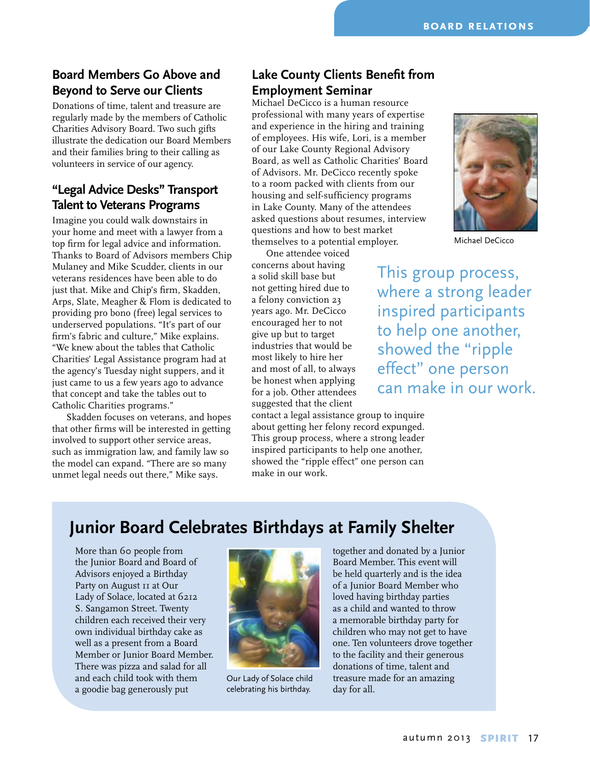## Board Members Go Above and Beyond to Serve our Clients

Donations of time, talent and treasure are regularly made by the members of Catholic Charities Advisory Board. Two such gifts illustrate the dedication our Board Members and their families bring to their calling as volunteers in service of our agency.

### "Legal Advice Desks" Transport Talent to Veterans Programs

Imagine you could walk downstairs in your home and meet with a lawyer from a top firm for legal advice and information. Thanks to Board of Advisors members Chip Mulaney and Mike Scudder, clients in our veterans residences have been able to do just that. Mike and Chip's firm, Skadden, Arps, Slate, Meagher & Flom is dedicated to providing pro bono (free) legal services to underserved populations. "It's part of our firm's fabric and culture," Mike explains. "We knew about the tables that Catholic Charities' Legal Assistance program had at the agency's Tuesday night suppers, and it just came to us a few years ago to advance that concept and take the tables out to Catholic Charities programs."

Skadden focuses on veterans, and hopes that other firms will be interested in getting involved to support other service areas, such as immigration law, and family law so the model can expand. "There are so many unmet legal needs out there," Mike says.

## Lake County Clients Benefit from Employment Seminar

Michael DeCicco is a human resource professional with many years of expertise and experience in the hiring and training of employees. His wife, Lori, is a member of our Lake County Regional Advisory Board, as well as Catholic Charities' Board of Advisors. Mr. DeCicco recently spoke to a room packed with clients from our housing and self-sufficiency programs in Lake County. Many of the attendees asked questions about resumes, interview questions and how to best market themselves to a potential employer.

Michael DeCicco

One attendee voiced concerns about having a solid skill base but not getting hired due to a felony conviction 23 years ago. Mr. DeCicco encouraged her to not give up but to target industries that would be most likely to hire her and most of all, to always be honest when applying for a job. Other attendees suggested that the client contact a legal assistance group to inquire about getting her felony record expunged. This group process, where a strong leader inspired participants to help one another, showed the "ripple effect" one person can make in our work.

> This group process, where a strong leader inspired participants to help one another, showed the "ripple effect" one person can make in our work.

## Junior Board Celebrates Birthdays at Family Shelter

More than 60 people from the Junior Board and Board of Advisors enjoyed a Birthday Party on August 11 at Our Lady of Solace, located at 6212 S. Sangamon Street. Twenty children each received their very own individual birthday cake as well as a present from a Board Member or Junior Board Member. There was pizza and salad for all and each child took with them a goodie bag generously put together and donated by a Junior Board Member. This event will be held quarterly and is the idea of a Junior Board Member who loved having birthday parties as a child and wanted to throw a memorable birthday party for children who may not get to have one. Ten volunteers drove together to the facility and their generous donations of time, talent and treasure made for an amazing day for all.

Our Lady of Solace child celebrating his birthday.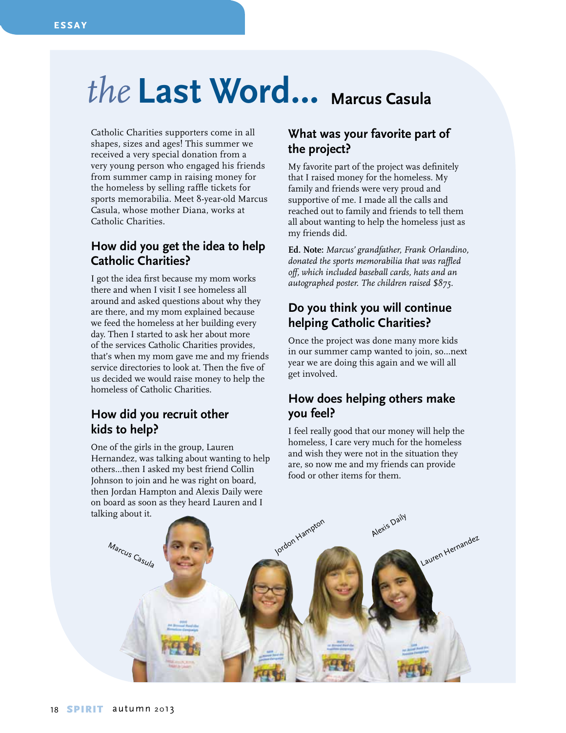# *the* Last Word... Marcus Casula

Catholic Charities supporters come in all shapes, sizes and ages! This summer we received a very special donation from a very young person who engaged his friends from summer camp in raising money for the homeless by selling raffle tickets for sports memorabilia. Meet 8-year-old Marcus Casula, whose mother Diana, works at Catholic Charities.

## How did you get the idea to help Catholic Charities?

I got the idea first because my mom works there and when I visit I see homeless all around and asked questions about why they are there, and my mom explained because we feed the homeless at her building every day. Then I started to ask her about more of the services Catholic Charities provides, that's when my mom gave me and my friends service directories to look at. Then the five of us decided we would raise money to help the homeless of Catholic Charities.

## How did you recruit other kids to help?

One of the girls in the group, Lauren Hernandez, was talking about wanting to help others...then I asked my best friend Collin Johnson to join and he was right on board, then Jordan Hampton and Alexis Daily were on board as soon as they heard Lauren and I talking about it.

## What was your favorite part of the project?

My favorite part of the project was definitely that I raised money for the homeless. My family and friends were very proud and supportive of me. I made all the calls and reached out to family and friends to tell them all about wanting to help the homeless just as my friends did.

**Ed. Note:** *Marcus' grandfather, Frank Orlandino, donated the sports memorabilia that was raffled off, which included baseball cards, hats and an autographed poster. The children raised $875.*

## Do you think you will continue helping Catholic Charities?

Once the project was done many more kids in our summer camp wanted to join, so...next year we are doing this again and we will all get involved.

## How does helping others make you feel?

I feel really good that our money will help the homeless, I care very much for the homeless and wish they were not in the situation they are, so now me and my friends can provide food or other items for them.

Marcus Casula Jordon Hampton Alexis Daily Lauren Hernandez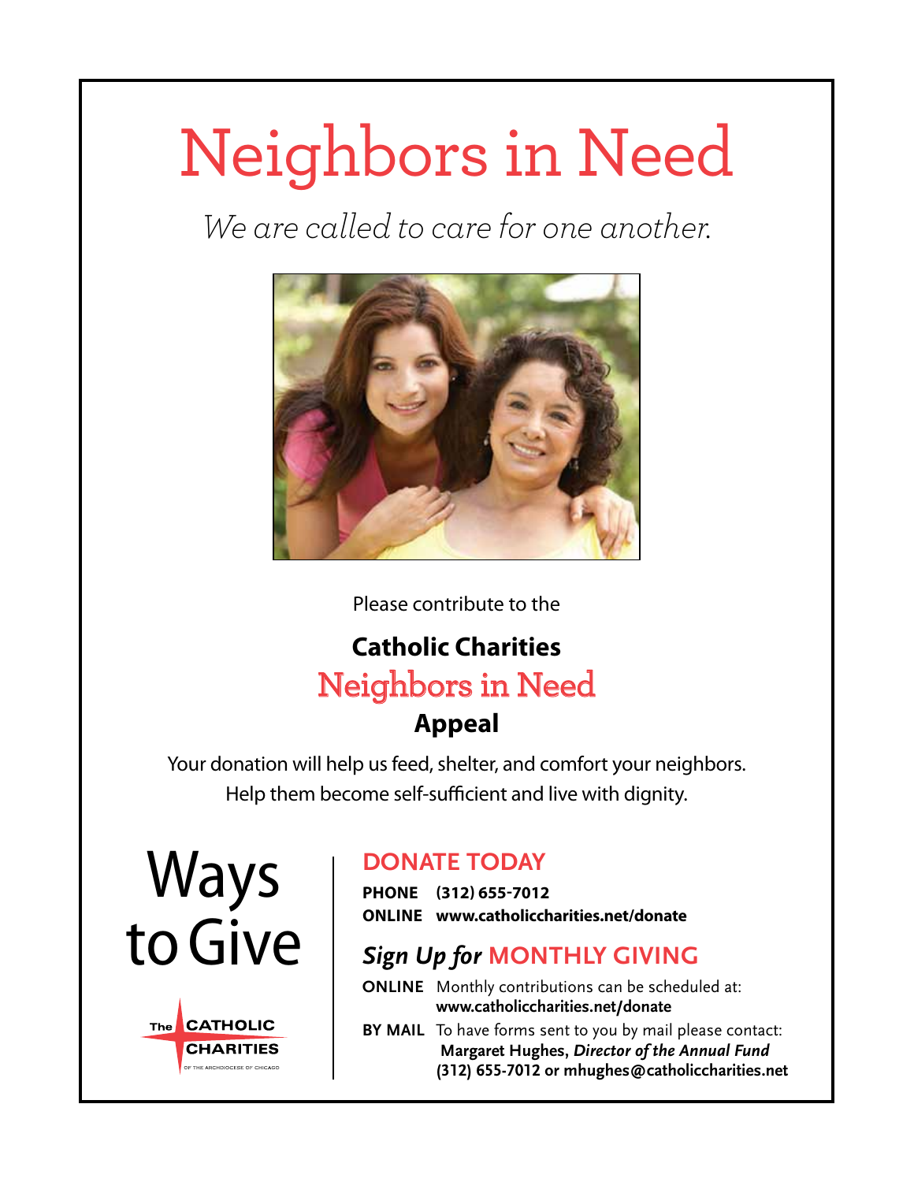# Neighbors in Need

*We are called to care for one another.*

Please contribute to the

**Catholic Charities**
**Neighbors in Need**
**Appeal**

Your donation will help us feed, shelter, and comfort your neighbors.
Help them become self-sufficient and live with dignity.

## Ways to Give

The CATHOLIC CHARITIES OF THE ARCHDIOCESE OF CHICAGO

### DONATE TODAY

**PHONE** **(312) 655-7012**
**ONLINE** **www.catholiccharities.net/donate**

### *Sign Up for* MONTHLY GIVING

**ONLINE** Monthly contributions can be scheduled at:
**www.catholiccharities.net/donate**

**BY MAIL** To have forms sent to you by mail please contact:
**Margaret Hughes, *Director of the Annual Fund***
**(312) 655-7012 or mhughes@catholiccharities.net**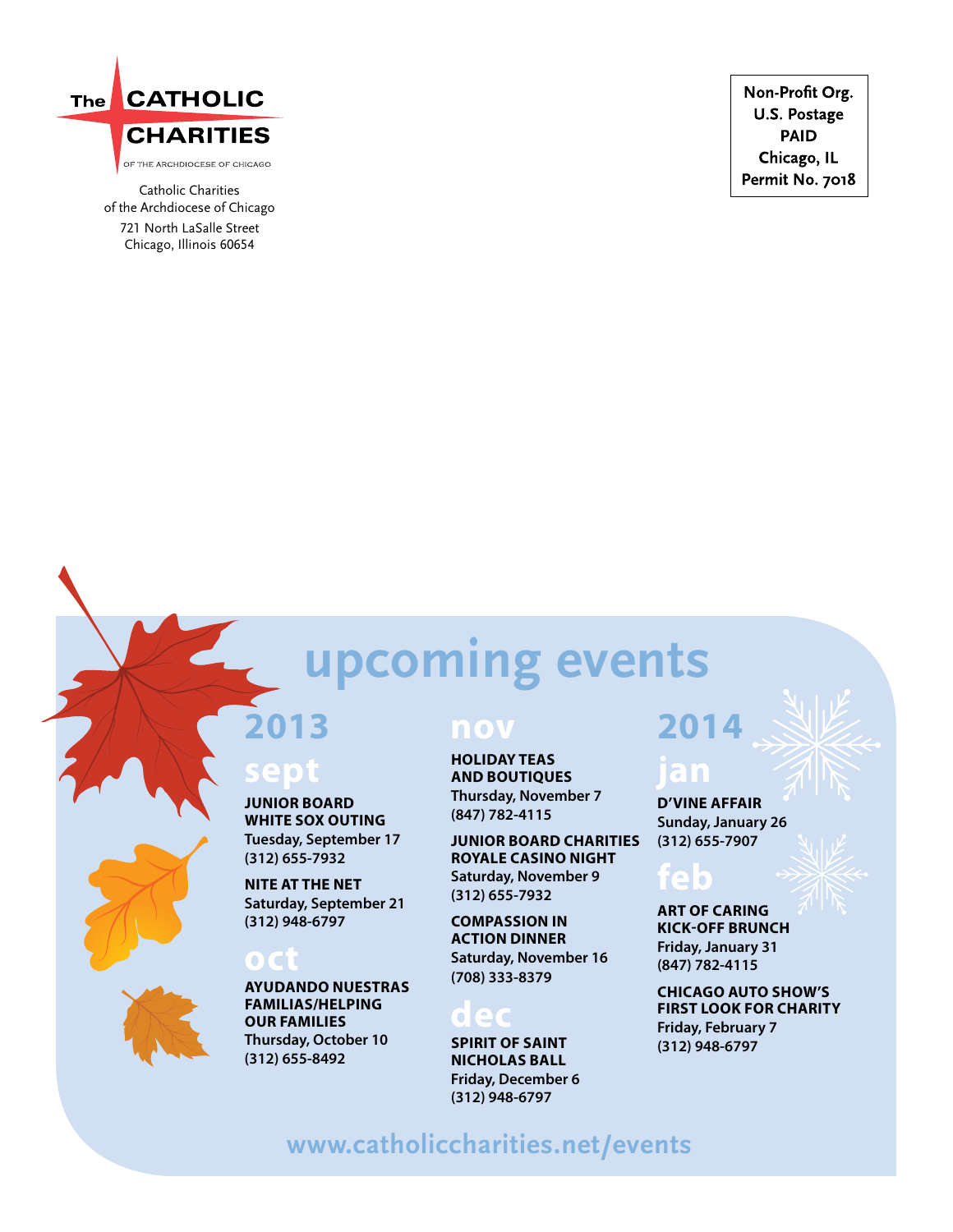The CATHOLIC CHARITIES
OF THE ARCHDIOCESE OF CHICAGO

Catholic Charities
of the Archdiocese of Chicago
721 North LaSalle Street
Chicago, Illinois 60654

Non-Profit Org.
U.S. Postage
PAID
Chicago, IL
Permit No. 7018

# upcoming events

## 2013

### sept

**JUNIOR BOARD WHITE SOX OUTING**
Tuesday, September 17
(312) 655-7932

**NITE AT THE NET**
Saturday, September 21
(312) 948-6797

### oct

**AYUDANDO NUESTRAS FAMILIAS/HELPING OUR FAMILIES**
Thursday, October 10
(312) 655-8492

### nov

**HOLIDAY TEAS AND BOUTIQUES**
Thursday, November 7
(847) 782-4115

**JUNIOR BOARD CHARITIES ROYALE CASINO NIGHT**
Saturday, November 9
(312) 655-7932

**COMPASSION IN ACTION DINNER**
Saturday, November 16
(708) 333-8379

### dec

**SPIRIT OF SAINT NICHOLAS BALL**
Friday, December 6
(312) 948-6797

## 2014

### jan

**D'VINE AFFAIR**
Sunday, January 26
(312) 655-7907

### feb

**ART OF CARING KICK-OFF BRUNCH**
Friday, January 31
(847) 782-4115

**CHICAGO AUTO SHOW'S FIRST LOOK FOR CHARITY**
Friday, February 7
(312) 948-6797

www.catholiccharities.net/events